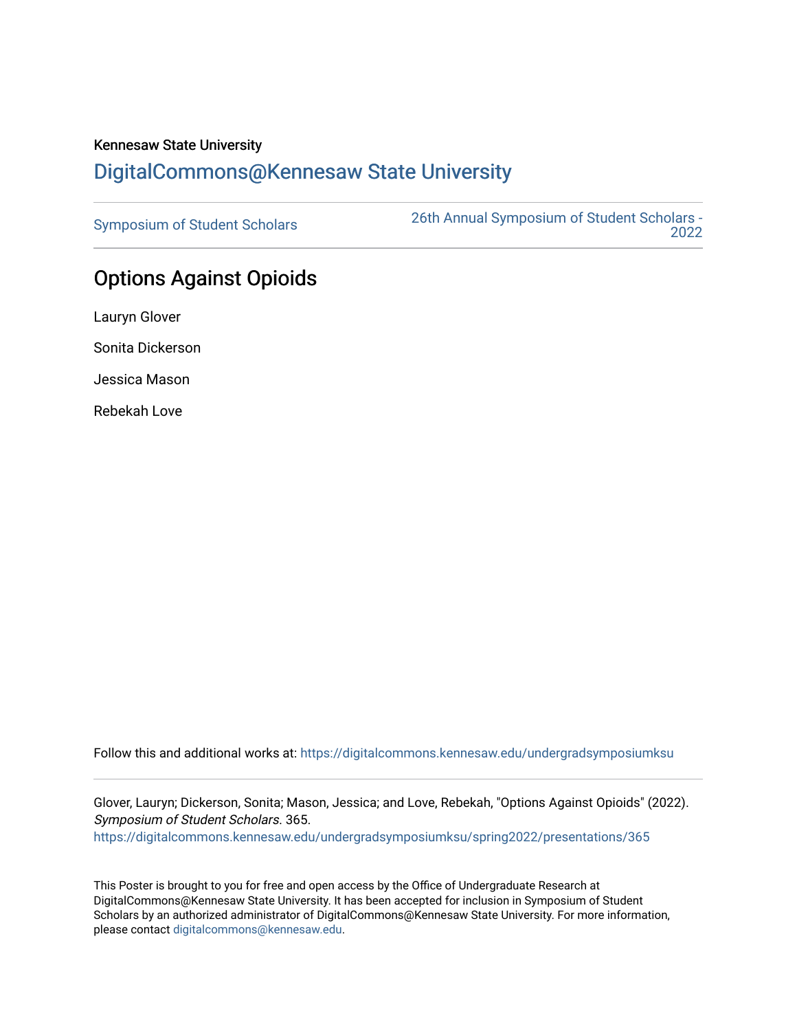Kennesaw State University

DigitalCommons@Kennesaw State University

Symposium of Student Scholars | 26th Annual Symposium of Student Scholars - 2022

# Options Against Opioids

Lauryn Glover

Sonita Dickerson

Jessica Mason

Rebekah Love

Follow this and additional works at: https://digitalcommons.kennesaw.edu/undergradsymposiumksu

Glover, Lauryn; Dickerson, Sonita; Mason, Jessica; and Love, Rebekah, "Options Against Opioids" (2022). *Symposium of Student Scholars*. 365.
https://digitalcommons.kennesaw.edu/undergradsymposiumksu/spring2022/presentations/365

This Poster is brought to you for free and open access by the Office of Undergraduate Research at DigitalCommons@Kennesaw State University. It has been accepted for inclusion in Symposium of Student Scholars by an authorized administrator of DigitalCommons@Kennesaw State University. For more information, please contact digitalcommons@kennesaw.edu.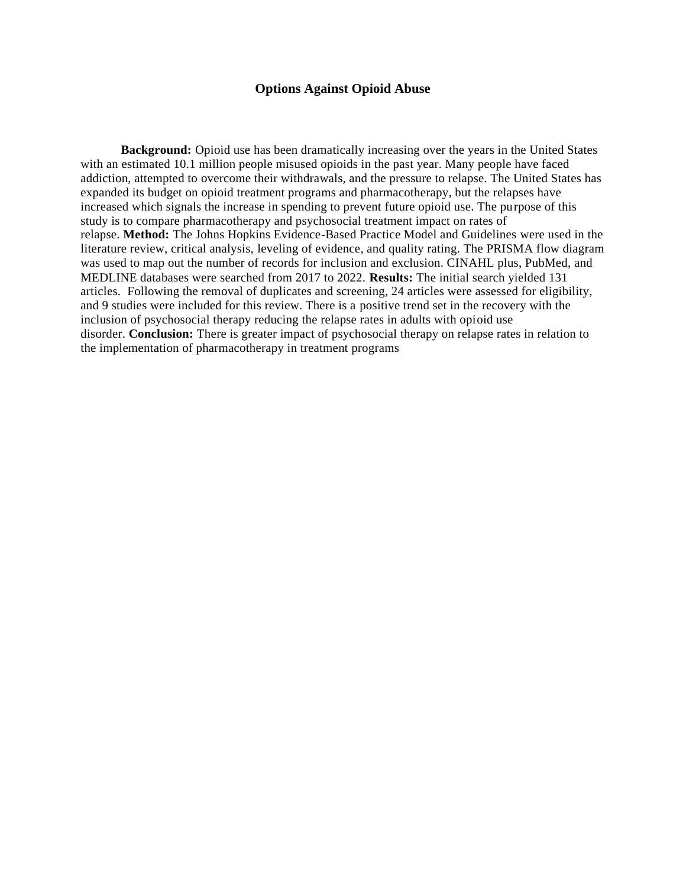# Options Against Opioid Abuse

**Background:** Opioid use has been dramatically increasing over the years in the United States with an estimated 10.1 million people misused opioids in the past year. Many people have faced addiction, attempted to overcome their withdrawals, and the pressure to relapse. The United States has expanded its budget on opioid treatment programs and pharmacotherapy, but the relapses have increased which signals the increase in spending to prevent future opioid use. The purpose of this study is to compare pharmacotherapy and psychosocial treatment impact on rates of relapse. **Method:** The Johns Hopkins Evidence-Based Practice Model and Guidelines were used in the literature review, critical analysis, leveling of evidence, and quality rating. The PRISMA flow diagram was used to map out the number of records for inclusion and exclusion. CINAHL plus, PubMed, and MEDLINE databases were searched from 2017 to 2022. **Results:** The initial search yielded 131 articles. Following the removal of duplicates and screening, 24 articles were assessed for eligibility, and 9 studies were included for this review. There is a positive trend set in the recovery with the inclusion of psychosocial therapy reducing the relapse rates in adults with opioid use disorder. **Conclusion:** There is greater impact of psychosocial therapy on relapse rates in relation to the implementation of pharmacotherapy in treatment programs